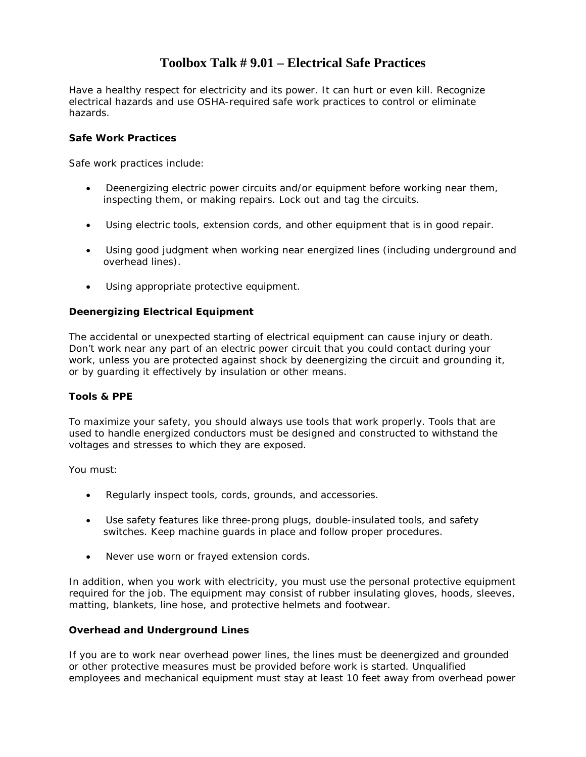# Toolbox Talk # 9.01 – Electrical Safe Practices

Have a healthy respect for electricity and its power. It can hurt or even kill. Recognize electrical hazards and use OSHA-required safe work practices to control or eliminate hazards.

**Safe Work Practices**

Safe work practices include:

- Deenergizing electric power circuits and/or equipment before working near them, inspecting them, or making repairs. Lock out and tag the circuits.
- Using electric tools, extension cords, and other equipment that is in good repair.
- Using good judgment when working near energized lines (including underground and overhead lines).
- Using appropriate protective equipment.

**Deenergizing Electrical Equipment**

The accidental or unexpected starting of electrical equipment can cause injury or death. Don't work near any part of an electric power circuit that you could contact during your work, unless you are protected against shock by deenergizing the circuit and grounding it, or by guarding it effectively by insulation or other means.

**Tools & PPE**

To maximize your safety, you should always use tools that work properly. Tools that are used to handle energized conductors must be designed and constructed to withstand the voltages and stresses to which they are exposed.

You must:

- Regularly inspect tools, cords, grounds, and accessories.
- Use safety features like three-prong plugs, double-insulated tools, and safety switches. Keep machine guards in place and follow proper procedures.
- Never use worn or frayed extension cords.

In addition, when you work with electricity, you must use the personal protective equipment required for the job. The equipment may consist of rubber insulating gloves, hoods, sleeves, matting, blankets, line hose, and protective helmets and footwear.

**Overhead and Underground Lines**

If you are to work near overhead power lines, the lines must be deenergized and grounded or other protective measures must be provided before work is started. Unqualified employees and mechanical equipment must stay at least 10 feet away from overhead power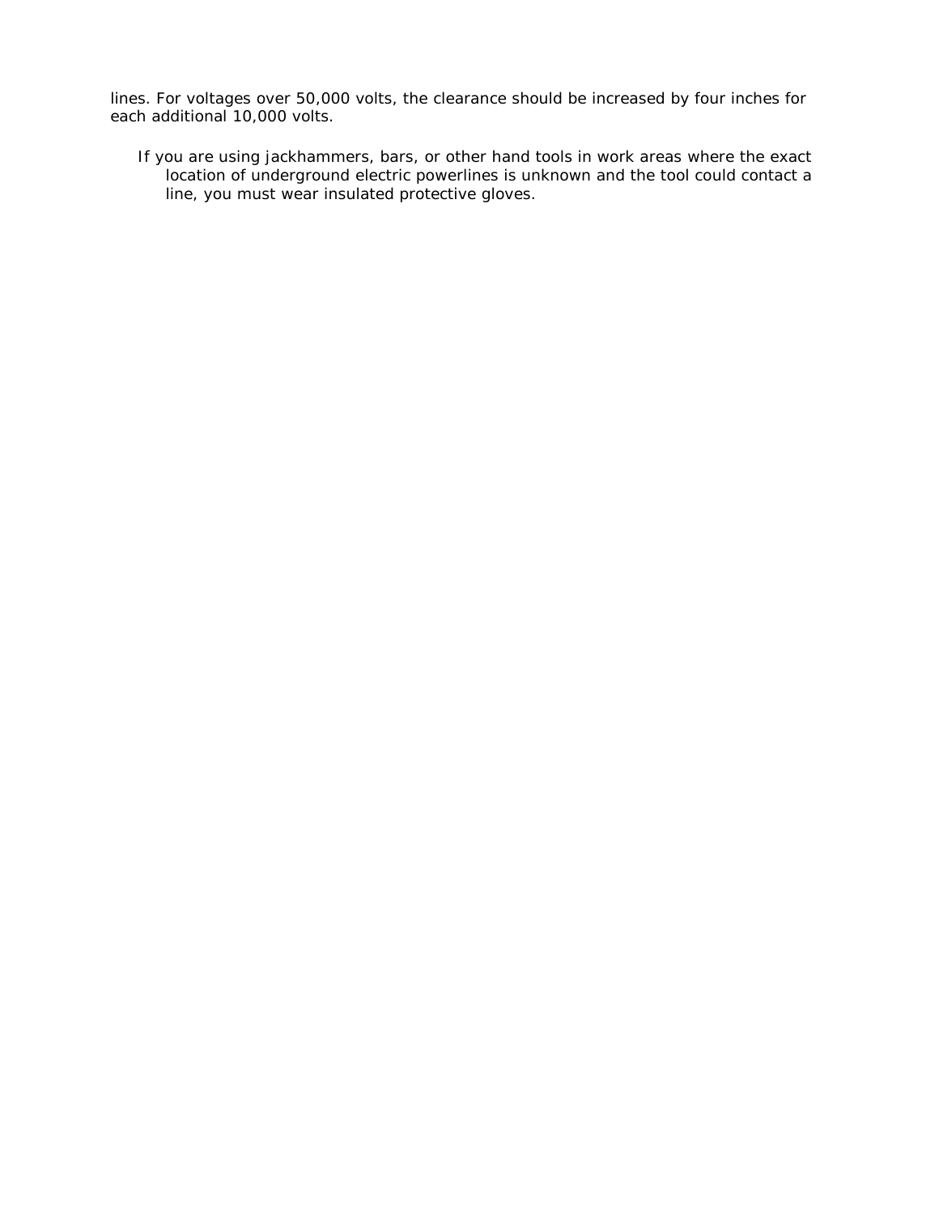lines. For voltages over 50,000 volts, the clearance should be increased by four inches for each additional 10,000 volts.

- If you are using jackhammers, bars, or other hand tools in work areas where the exact location of underground electric powerlines is unknown and the tool could contact a line, you must wear insulated protective gloves.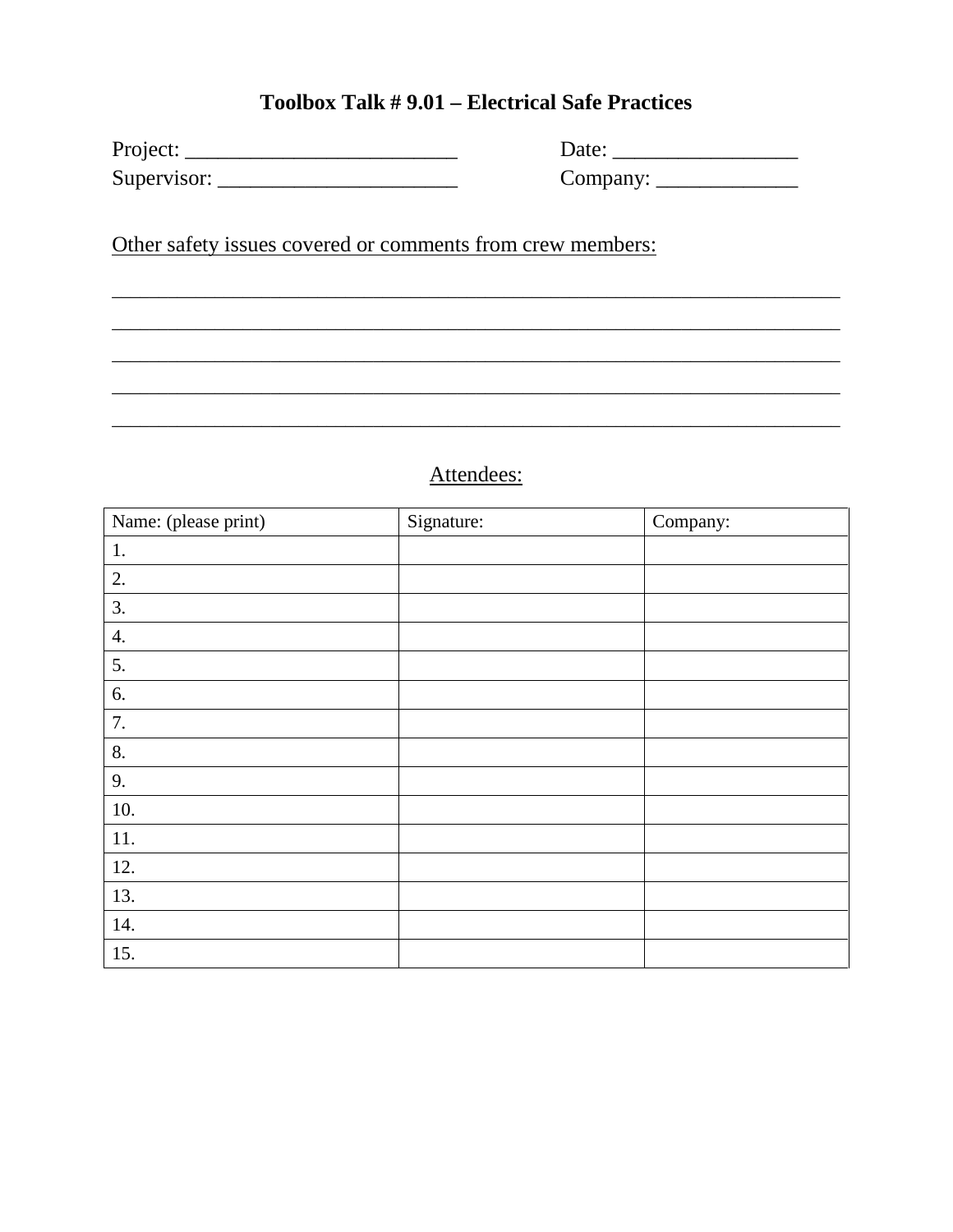# Toolbox Talk # 9.01 – Electrical Safe Practices

Project: _________________________ Date: _________________

Supervisor: ______________________ Company: _____________

Other safety issues covered or comments from crew members:

___________________________________________________________________________

___________________________________________________________________________

___________________________________________________________________________

___________________________________________________________________________

___________________________________________________________________________

## Attendees:

| Name: (please print) | Signature: | Company: |
|---|---|---|
| 1. | | |
| 2. | | |
| 3. | | |
| 4. | | |
| 5. | | |
| 6. | | |
| 7. | | |
| 8. | | |
| 9. | | |
| 10. | | |
| 11. | | |
| 12. | | |
| 13. | | |
| 14. | | |
| 15. | | |